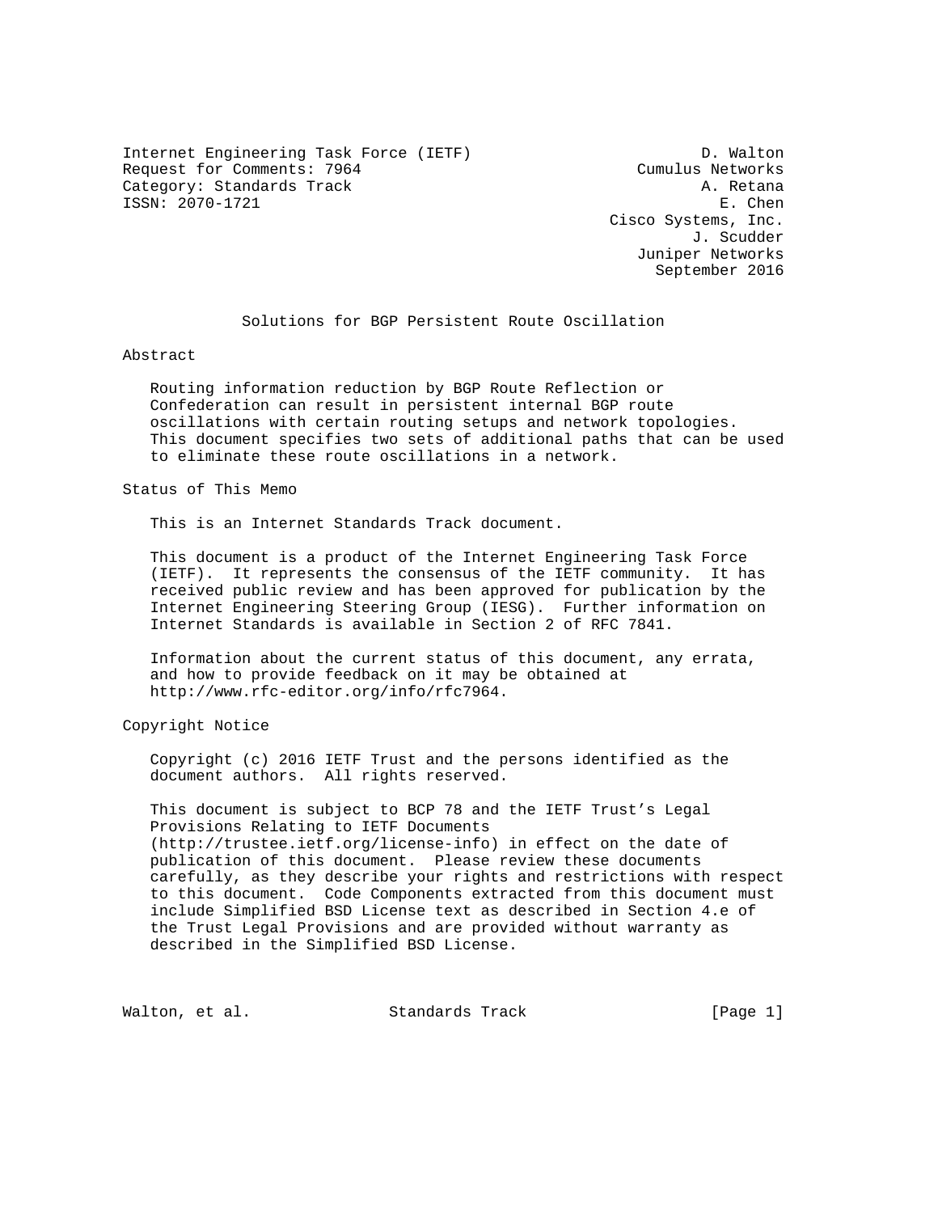Internet Engineering Task Force (IETF) D. Walton
Request for Comments: 7964 Cumulus Networks
Category: Standards Track A. Retana
ISSN: 2070-1721 E. Chen
Cisco Systems, Inc.
J. Scudder
Juniper Networks
September 2016

# Solutions for BGP Persistent Route Oscillation

## Abstract

Routing information reduction by BGP Route Reflection or Confederation can result in persistent internal BGP route oscillations with certain routing setups and network topologies. This document specifies two sets of additional paths that can be used to eliminate these route oscillations in a network.

## Status of This Memo

This is an Internet Standards Track document.

This document is a product of the Internet Engineering Task Force (IETF). It represents the consensus of the IETF community. It has received public review and has been approved for publication by the Internet Engineering Steering Group (IESG). Further information on Internet Standards is available in Section 2 of RFC 7841.

Information about the current status of this document, any errata, and how to provide feedback on it may be obtained at http://www.rfc-editor.org/info/rfc7964.

## Copyright Notice

Copyright (c) 2016 IETF Trust and the persons identified as the document authors. All rights reserved.

This document is subject to BCP 78 and the IETF Trust's Legal Provisions Relating to IETF Documents (http://trustee.ietf.org/license-info) in effect on the date of publication of this document. Please review these documents carefully, as they describe your rights and restrictions with respect to this document. Code Components extracted from this document must include Simplified BSD License text as described in Section 4.e of the Trust Legal Provisions and are provided without warranty as described in the Simplified BSD License.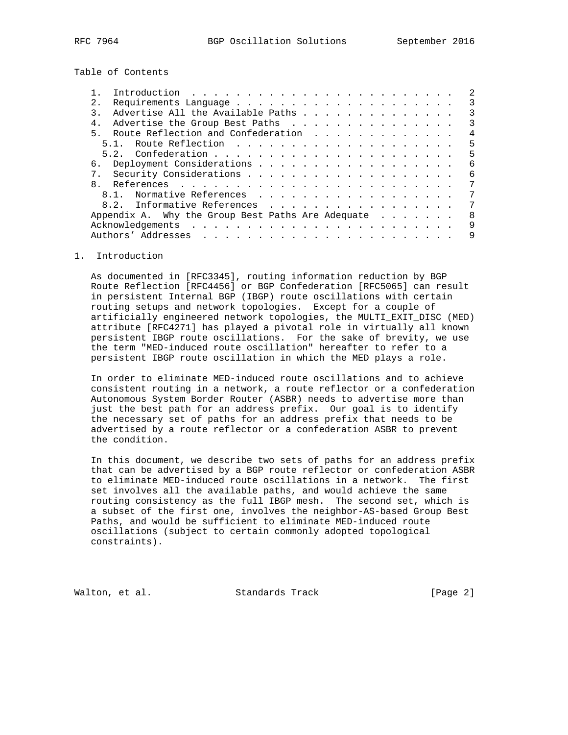Table of Contents

- 1. Introduction . . . . . . . . . . . . . . . . . . . . . . . . . 2
- 2. Requirements Language . . . . . . . . . . . . . . . . . . . . . 3
- 3. Advertise All the Available Paths . . . . . . . . . . . . . . . 3
- 4. Advertise the Group Best Paths . . . . . . . . . . . . . . . . 3
- 5. Route Reflection and Confederation . . . . . . . . . . . . . . 4
  - 5.1. Route Reflection . . . . . . . . . . . . . . . . . . . . . 5
  - 5.2. Confederation . . . . . . . . . . . . . . . . . . . . . . . 5
- 6. Deployment Considerations . . . . . . . . . . . . . . . . . . . 6
- 7. Security Considerations . . . . . . . . . . . . . . . . . . . . 6
- 8. References . . . . . . . . . . . . . . . . . . . . . . . . . . 7
  - 8.1. Normative References . . . . . . . . . . . . . . . . . . . 7
  - 8.2. Informative References . . . . . . . . . . . . . . . . . . 7
- Appendix A. Why the Group Best Paths Are Adequate . . . . . . . 8
- Acknowledgements . . . . . . . . . . . . . . . . . . . . . . . . . 9
- Authors' Addresses . . . . . . . . . . . . . . . . . . . . . . . . 9

## 1. Introduction

As documented in [RFC3345], routing information reduction by BGP Route Reflection [RFC4456] or BGP Confederation [RFC5065] can result in persistent Internal BGP (IBGP) route oscillations with certain routing setups and network topologies. Except for a couple of artificially engineered network topologies, the MULTI_EXIT_DISC (MED) attribute [RFC4271] has played a pivotal role in virtually all known persistent IBGP route oscillations. For the sake of brevity, we use the term "MED-induced route oscillation" hereafter to refer to a persistent IBGP route oscillation in which the MED plays a role.

In order to eliminate MED-induced route oscillations and to achieve consistent routing in a network, a route reflector or a confederation Autonomous System Border Router (ASBR) needs to advertise more than just the best path for an address prefix. Our goal is to identify the necessary set of paths for an address prefix that needs to be advertised by a route reflector or a confederation ASBR to prevent the condition.

In this document, we describe two sets of paths for an address prefix that can be advertised by a BGP route reflector or confederation ASBR to eliminate MED-induced route oscillations in a network. The first set involves all the available paths, and would achieve the same routing consistency as the full IBGP mesh. The second set, which is a subset of the first one, involves the neighbor-AS-based Group Best Paths, and would be sufficient to eliminate MED-induced route oscillations (subject to certain commonly adopted topological constraints).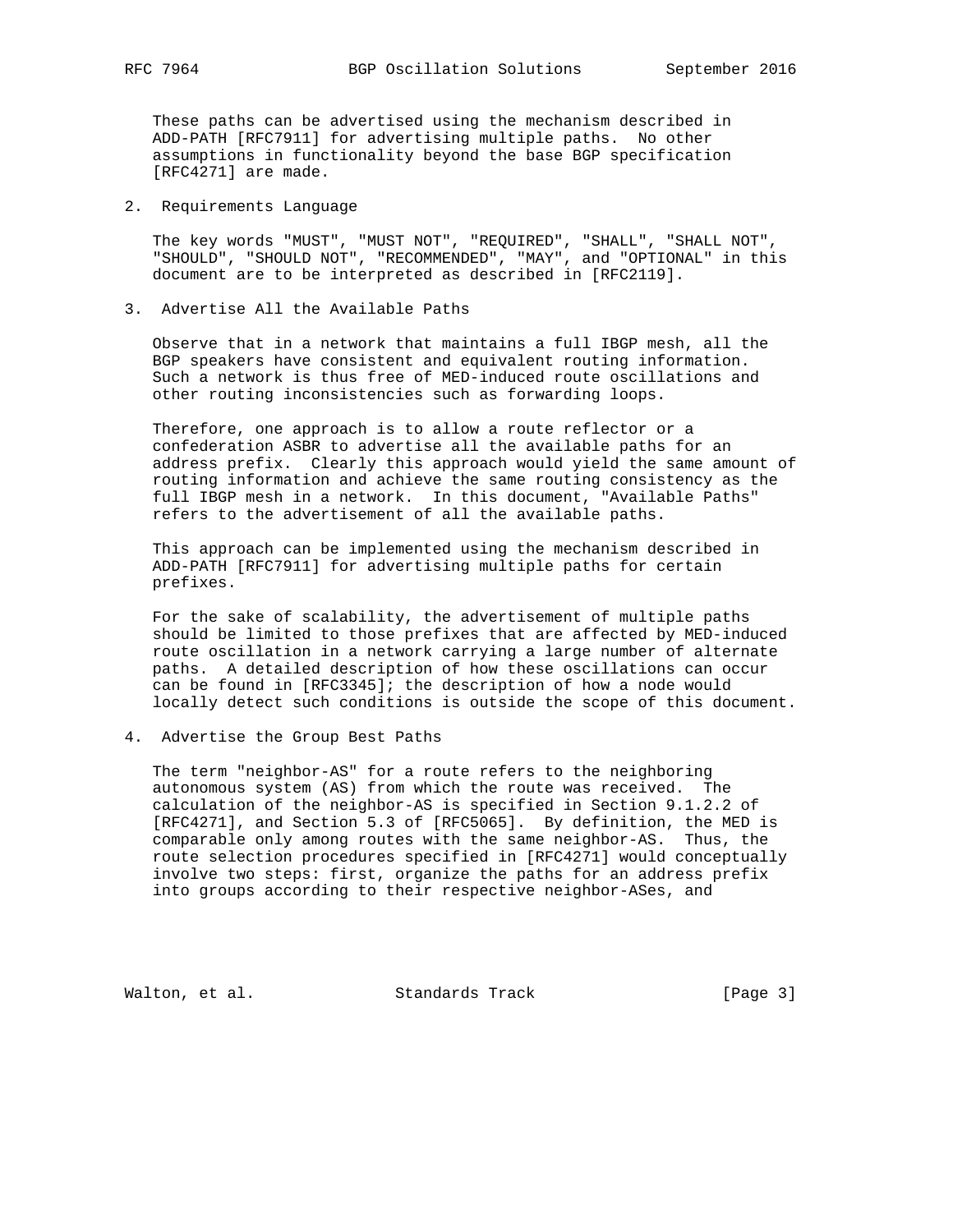These paths can be advertised using the mechanism described in ADD-PATH [RFC7911] for advertising multiple paths. No other assumptions in functionality beyond the base BGP specification [RFC4271] are made.

## 2. Requirements Language

The key words "MUST", "MUST NOT", "REQUIRED", "SHALL", "SHALL NOT", "SHOULD", "SHOULD NOT", "RECOMMENDED", "MAY", and "OPTIONAL" in this document are to be interpreted as described in [RFC2119].

## 3. Advertise All the Available Paths

Observe that in a network that maintains a full IBGP mesh, all the BGP speakers have consistent and equivalent routing information. Such a network is thus free of MED-induced route oscillations and other routing inconsistencies such as forwarding loops.

Therefore, one approach is to allow a route reflector or a confederation ASBR to advertise all the available paths for an address prefix. Clearly this approach would yield the same amount of routing information and achieve the same routing consistency as the full IBGP mesh in a network. In this document, "Available Paths" refers to the advertisement of all the available paths.

This approach can be implemented using the mechanism described in ADD-PATH [RFC7911] for advertising multiple paths for certain prefixes.

For the sake of scalability, the advertisement of multiple paths should be limited to those prefixes that are affected by MED-induced route oscillation in a network carrying a large number of alternate paths. A detailed description of how these oscillations can occur can be found in [RFC3345]; the description of how a node would locally detect such conditions is outside the scope of this document.

## 4. Advertise the Group Best Paths

The term "neighbor-AS" for a route refers to the neighboring autonomous system (AS) from which the route was received. The calculation of the neighbor-AS is specified in Section 9.1.2.2 of [RFC4271], and Section 5.3 of [RFC5065]. By definition, the MED is comparable only among routes with the same neighbor-AS. Thus, the route selection procedures specified in [RFC4271] would conceptually involve two steps: first, organize the paths for an address prefix into groups according to their respective neighbor-ASes, and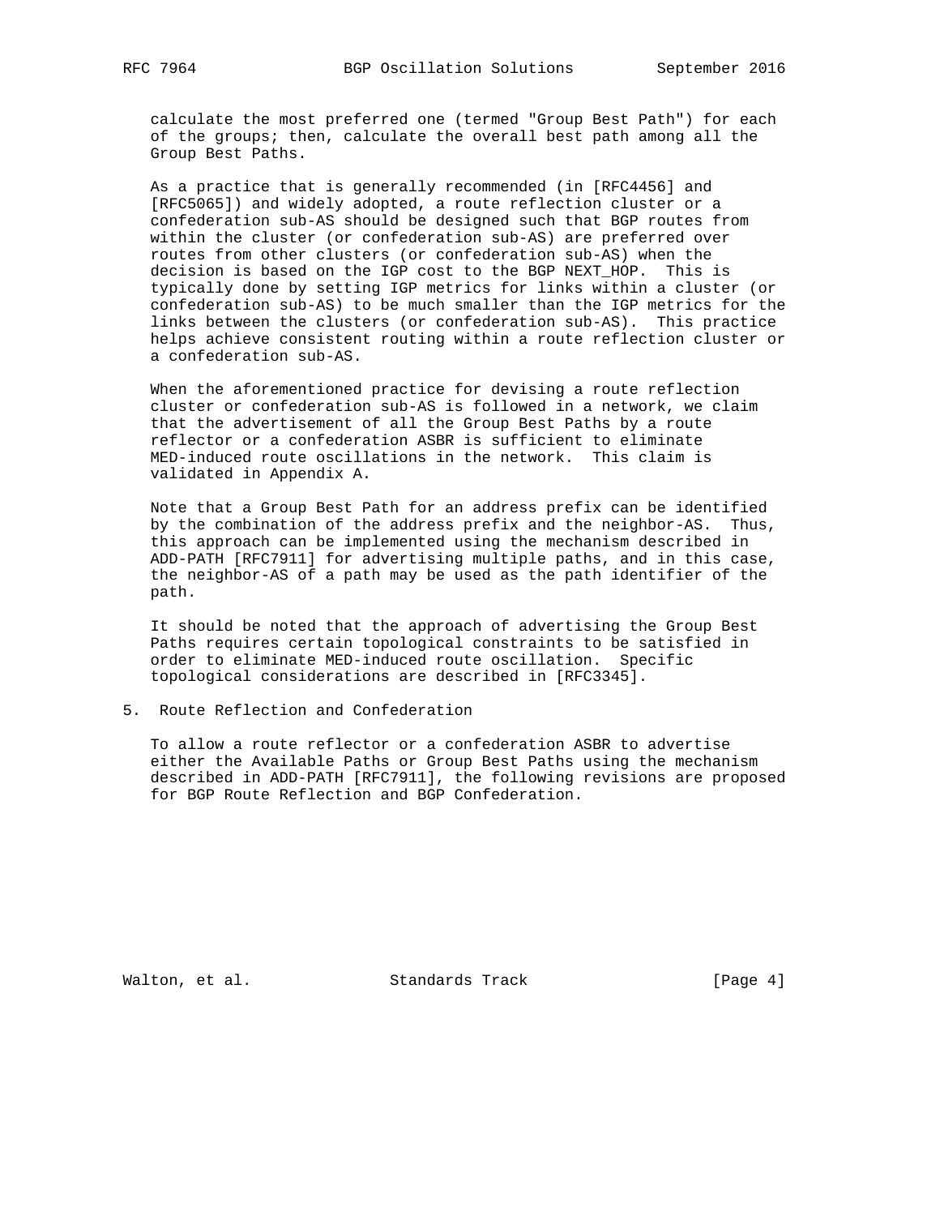calculate the most preferred one (termed "Group Best Path") for each of the groups; then, calculate the overall best path among all the Group Best Paths.

As a practice that is generally recommended (in [RFC4456] and [RFC5065]) and widely adopted, a route reflection cluster or a confederation sub-AS should be designed such that BGP routes from within the cluster (or confederation sub-AS) are preferred over routes from other clusters (or confederation sub-AS) when the decision is based on the IGP cost to the BGP NEXT_HOP. This is typically done by setting IGP metrics for links within a cluster (or confederation sub-AS) to be much smaller than the IGP metrics for the links between the clusters (or confederation sub-AS). This practice helps achieve consistent routing within a route reflection cluster or a confederation sub-AS.

When the aforementioned practice for devising a route reflection cluster or confederation sub-AS is followed in a network, we claim that the advertisement of all the Group Best Paths by a route reflector or a confederation ASBR is sufficient to eliminate MED-induced route oscillations in the network. This claim is validated in Appendix A.

Note that a Group Best Path for an address prefix can be identified by the combination of the address prefix and the neighbor-AS. Thus, this approach can be implemented using the mechanism described in ADD-PATH [RFC7911] for advertising multiple paths, and in this case, the neighbor-AS of a path may be used as the path identifier of the path.

It should be noted that the approach of advertising the Group Best Paths requires certain topological constraints to be satisfied in order to eliminate MED-induced route oscillation. Specific topological considerations are described in [RFC3345].

## 5. Route Reflection and Confederation

To allow a route reflector or a confederation ASBR to advertise either the Available Paths or Group Best Paths using the mechanism described in ADD-PATH [RFC7911], the following revisions are proposed for BGP Route Reflection and BGP Confederation.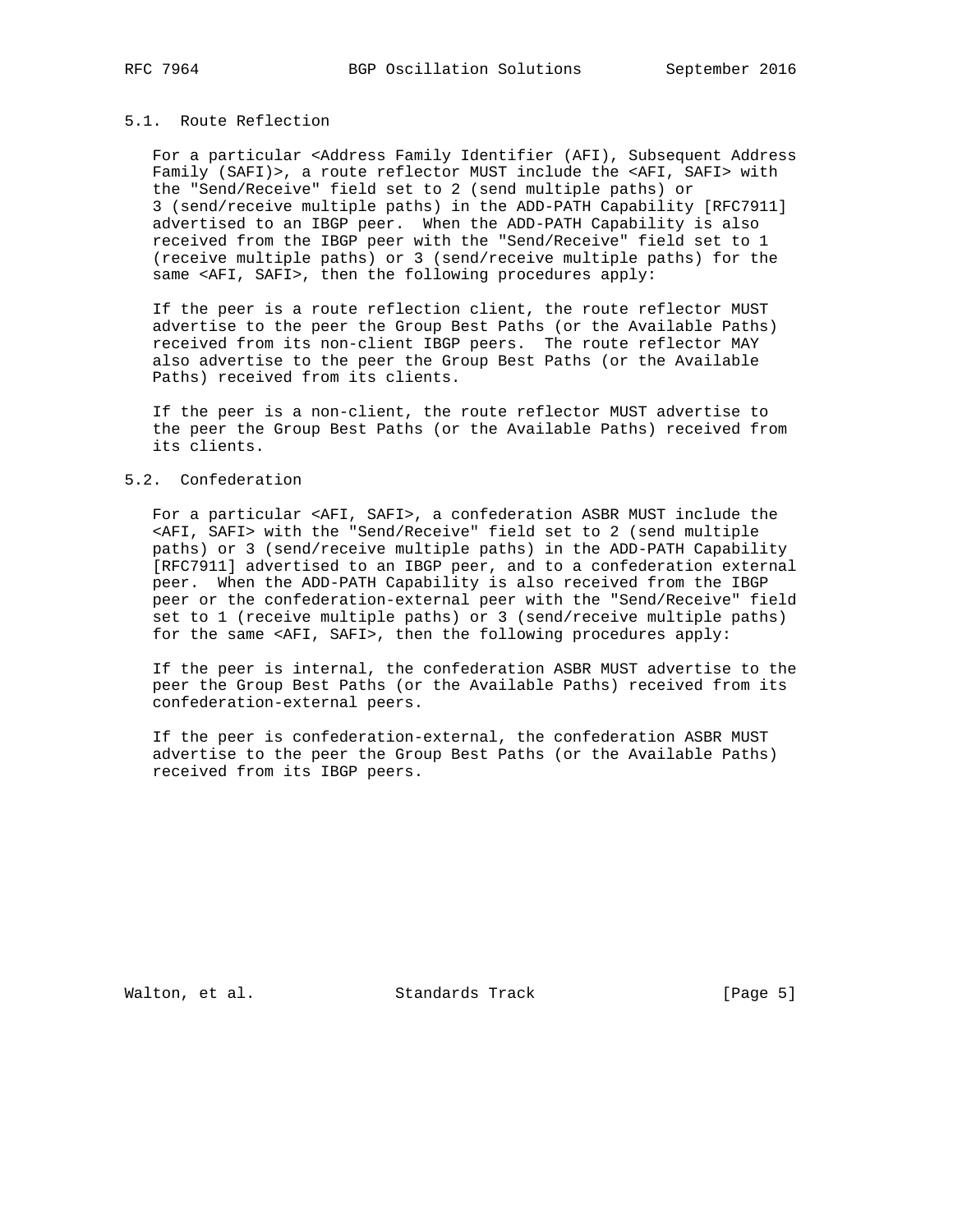## 5.1. Route Reflection

For a particular <Address Family Identifier (AFI), Subsequent Address Family (SAFI)>, a route reflector MUST include the <AFI, SAFI> with the "Send/Receive" field set to 2 (send multiple paths) or 3 (send/receive multiple paths) in the ADD-PATH Capability [RFC7911] advertised to an IBGP peer. When the ADD-PATH Capability is also received from the IBGP peer with the "Send/Receive" field set to 1 (receive multiple paths) or 3 (send/receive multiple paths) for the same <AFI, SAFI>, then the following procedures apply:

If the peer is a route reflection client, the route reflector MUST advertise to the peer the Group Best Paths (or the Available Paths) received from its non-client IBGP peers. The route reflector MAY also advertise to the peer the Group Best Paths (or the Available Paths) received from its clients.

If the peer is a non-client, the route reflector MUST advertise to the peer the Group Best Paths (or the Available Paths) received from its clients.

## 5.2. Confederation

For a particular <AFI, SAFI>, a confederation ASBR MUST include the <AFI, SAFI> with the "Send/Receive" field set to 2 (send multiple paths) or 3 (send/receive multiple paths) in the ADD-PATH Capability [RFC7911] advertised to an IBGP peer, and to a confederation external peer. When the ADD-PATH Capability is also received from the IBGP peer or the confederation-external peer with the "Send/Receive" field set to 1 (receive multiple paths) or 3 (send/receive multiple paths) for the same <AFI, SAFI>, then the following procedures apply:

If the peer is internal, the confederation ASBR MUST advertise to the peer the Group Best Paths (or the Available Paths) received from its confederation-external peers.

If the peer is confederation-external, the confederation ASBR MUST advertise to the peer the Group Best Paths (or the Available Paths) received from its IBGP peers.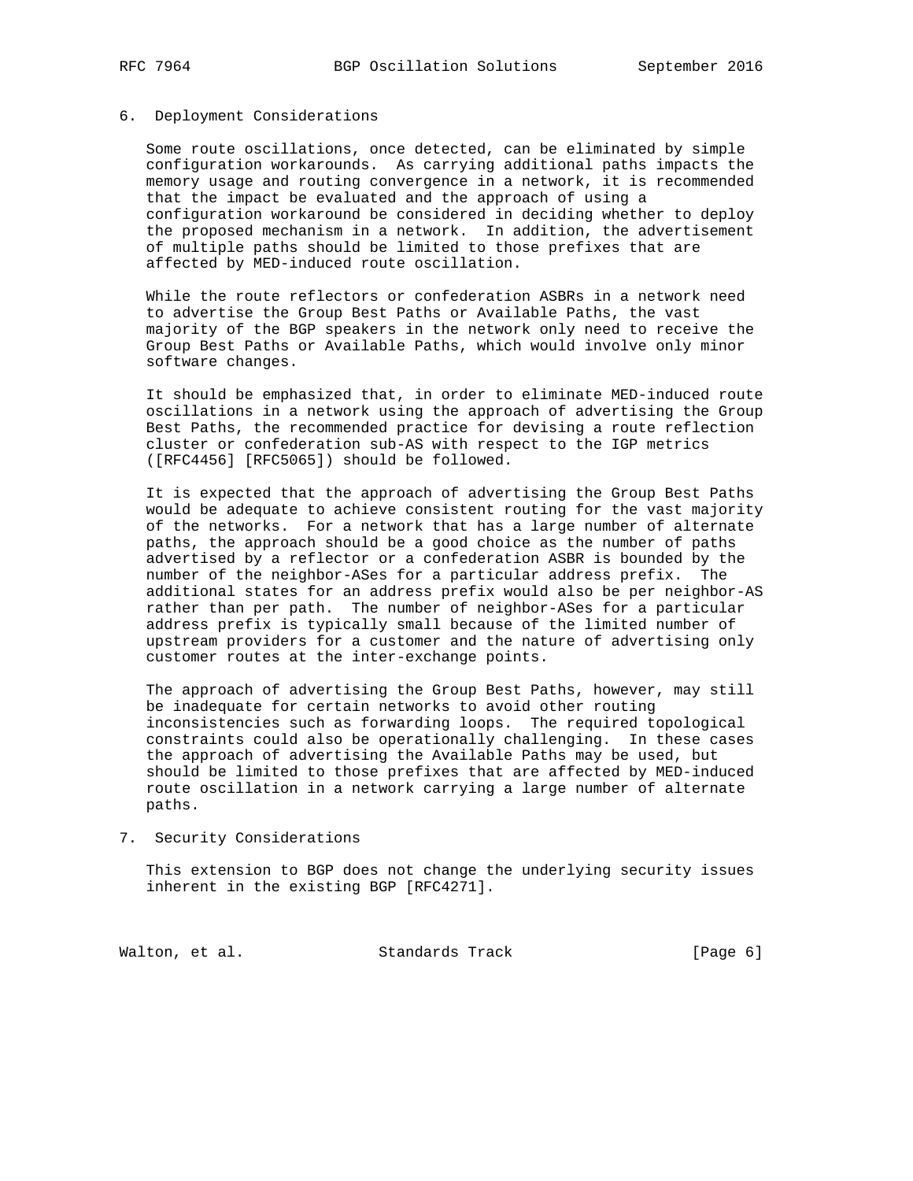## 6. Deployment Considerations

Some route oscillations, once detected, can be eliminated by simple configuration workarounds. As carrying additional paths impacts the memory usage and routing convergence in a network, it is recommended that the impact be evaluated and the approach of using a configuration workaround be considered in deciding whether to deploy the proposed mechanism in a network. In addition, the advertisement of multiple paths should be limited to those prefixes that are affected by MED-induced route oscillation.

While the route reflectors or confederation ASBRs in a network need to advertise the Group Best Paths or Available Paths, the vast majority of the BGP speakers in the network only need to receive the Group Best Paths or Available Paths, which would involve only minor software changes.

It should be emphasized that, in order to eliminate MED-induced route oscillations in a network using the approach of advertising the Group Best Paths, the recommended practice for devising a route reflection cluster or confederation sub-AS with respect to the IGP metrics ([RFC4456] [RFC5065]) should be followed.

It is expected that the approach of advertising the Group Best Paths would be adequate to achieve consistent routing for the vast majority of the networks. For a network that has a large number of alternate paths, the approach should be a good choice as the number of paths advertised by a reflector or a confederation ASBR is bounded by the number of the neighbor-ASes for a particular address prefix. The additional states for an address prefix would also be per neighbor-AS rather than per path. The number of neighbor-ASes for a particular address prefix is typically small because of the limited number of upstream providers for a customer and the nature of advertising only customer routes at the inter-exchange points.

The approach of advertising the Group Best Paths, however, may still be inadequate for certain networks to avoid other routing inconsistencies such as forwarding loops. The required topological constraints could also be operationally challenging. In these cases the approach of advertising the Available Paths may be used, but should be limited to those prefixes that are affected by MED-induced route oscillation in a network carrying a large number of alternate paths.

## 7. Security Considerations

This extension to BGP does not change the underlying security issues inherent in the existing BGP [RFC4271].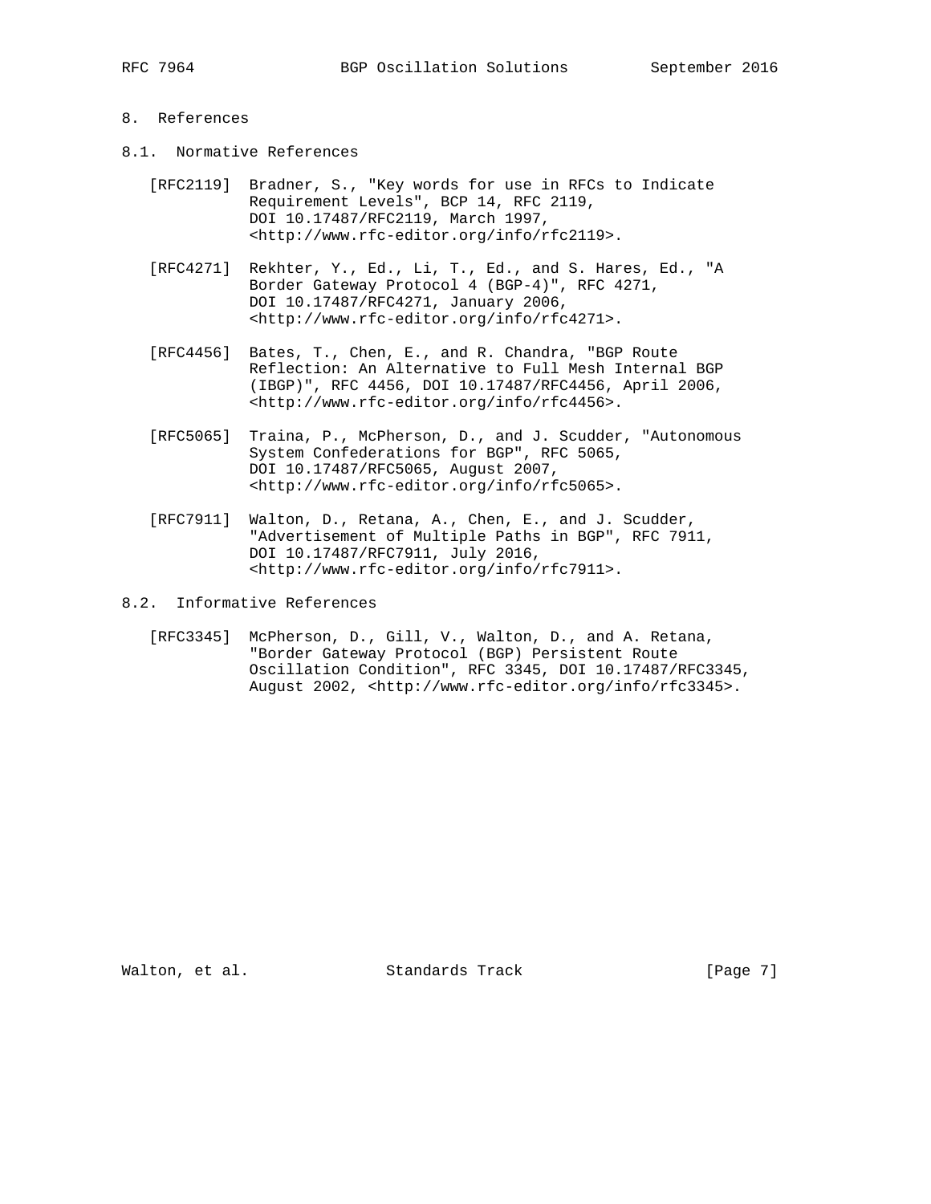# 8. References

## 8.1. Normative References

[RFC2119] Bradner, S., "Key words for use in RFCs to Indicate Requirement Levels", BCP 14, RFC 2119, DOI 10.17487/RFC2119, March 1997, <http://www.rfc-editor.org/info/rfc2119>.

[RFC4271] Rekhter, Y., Ed., Li, T., Ed., and S. Hares, Ed., "A Border Gateway Protocol 4 (BGP-4)", RFC 4271, DOI 10.17487/RFC4271, January 2006, <http://www.rfc-editor.org/info/rfc4271>.

[RFC4456] Bates, T., Chen, E., and R. Chandra, "BGP Route Reflection: An Alternative to Full Mesh Internal BGP (IBGP)", RFC 4456, DOI 10.17487/RFC4456, April 2006, <http://www.rfc-editor.org/info/rfc4456>.

[RFC5065] Traina, P., McPherson, D., and J. Scudder, "Autonomous System Confederations for BGP", RFC 5065, DOI 10.17487/RFC5065, August 2007, <http://www.rfc-editor.org/info/rfc5065>.

[RFC7911] Walton, D., Retana, A., Chen, E., and J. Scudder, "Advertisement of Multiple Paths in BGP", RFC 7911, DOI 10.17487/RFC7911, July 2016, <http://www.rfc-editor.org/info/rfc7911>.

## 8.2. Informative References

[RFC3345] McPherson, D., Gill, V., Walton, D., and A. Retana, "Border Gateway Protocol (BGP) Persistent Route Oscillation Condition", RFC 3345, DOI 10.17487/RFC3345, August 2002, <http://www.rfc-editor.org/info/rfc3345>.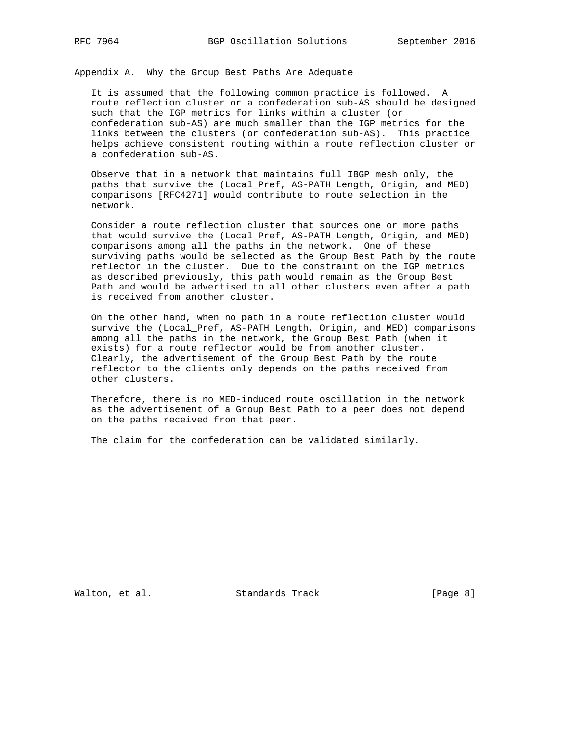## Appendix A. Why the Group Best Paths Are Adequate

It is assumed that the following common practice is followed. A route reflection cluster or a confederation sub-AS should be designed such that the IGP metrics for links within a cluster (or confederation sub-AS) are much smaller than the IGP metrics for the links between the clusters (or confederation sub-AS). This practice helps achieve consistent routing within a route reflection cluster or a confederation sub-AS.

Observe that in a network that maintains full IBGP mesh only, the paths that survive the (Local_Pref, AS-PATH Length, Origin, and MED) comparisons [RFC4271] would contribute to route selection in the network.

Consider a route reflection cluster that sources one or more paths that would survive the (Local_Pref, AS-PATH Length, Origin, and MED) comparisons among all the paths in the network. One of these surviving paths would be selected as the Group Best Path by the route reflector in the cluster. Due to the constraint on the IGP metrics as described previously, this path would remain as the Group Best Path and would be advertised to all other clusters even after a path is received from another cluster.

On the other hand, when no path in a route reflection cluster would survive the (Local_Pref, AS-PATH Length, Origin, and MED) comparisons among all the paths in the network, the Group Best Path (when it exists) for a route reflector would be from another cluster. Clearly, the advertisement of the Group Best Path by the route reflector to the clients only depends on the paths received from other clusters.

Therefore, there is no MED-induced route oscillation in the network as the advertisement of a Group Best Path to a peer does not depend on the paths received from that peer.

The claim for the confederation can be validated similarly.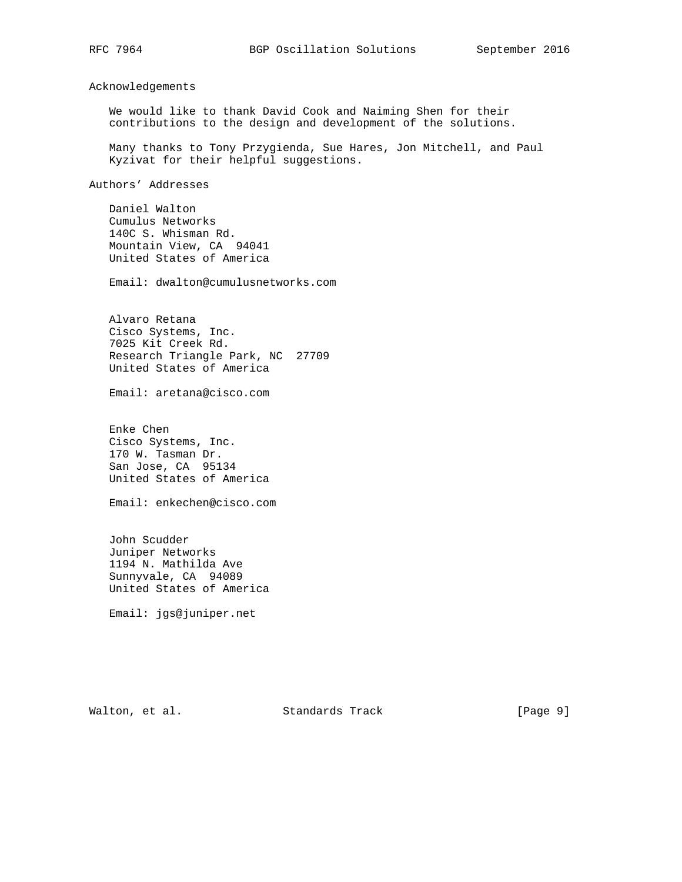## Acknowledgements

We would like to thank David Cook and Naiming Shen for their contributions to the design and development of the solutions.

Many thanks to Tony Przygienda, Sue Hares, Jon Mitchell, and Paul Kyzivat for their helpful suggestions.

## Authors' Addresses

Daniel Walton
Cumulus Networks
140C S. Whisman Rd.
Mountain View, CA  94041
United States of America

Email: dwalton@cumulusnetworks.com

Alvaro Retana
Cisco Systems, Inc.
7025 Kit Creek Rd.
Research Triangle Park, NC  27709
United States of America

Email: aretana@cisco.com

Enke Chen
Cisco Systems, Inc.
170 W. Tasman Dr.
San Jose, CA  95134
United States of America

Email: enkechen@cisco.com

John Scudder
Juniper Networks
1194 N. Mathilda Ave
Sunnyvale, CA  94089
United States of America

Email: jgs@juniper.net